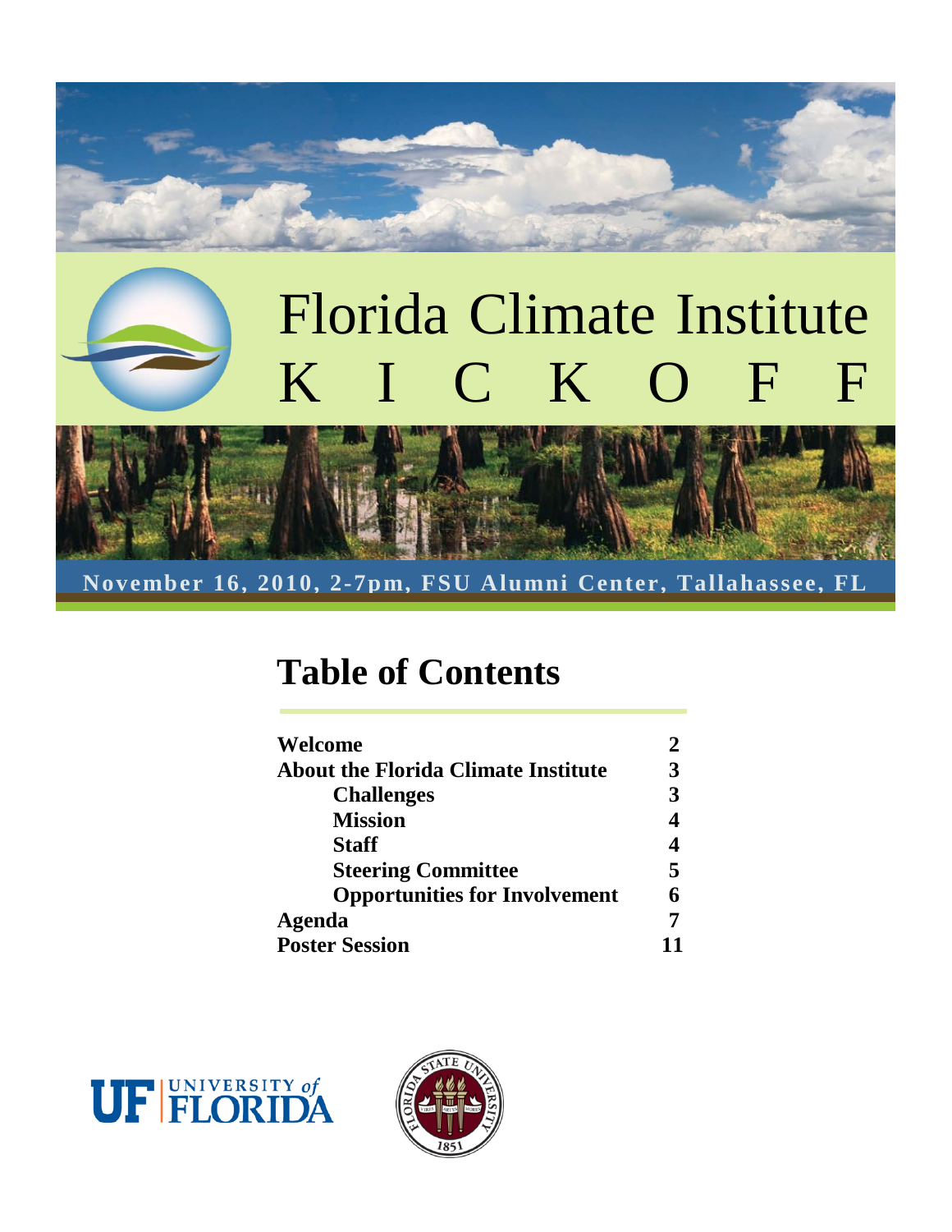# Florida Climate Institute

# KICKOFF

**November 16, 2010, 2-7pm, FSU Alumni Center, Tallahassee, FL**

## Table of Contents

| | |
|---|---|
| **Welcome** | **2** |
| **About the Florida Climate Institute** | **3** |
| &emsp;**Challenges** | **3** |
| &emsp;**Mission** | **4** |
| &emsp;**Staff** | **4** |
| &emsp;**Steering Committee** | **5** |
| &emsp;**Opportunities for Involvement** | **6** |
| **Agenda** | **7** |
| **Poster Session** | **11** |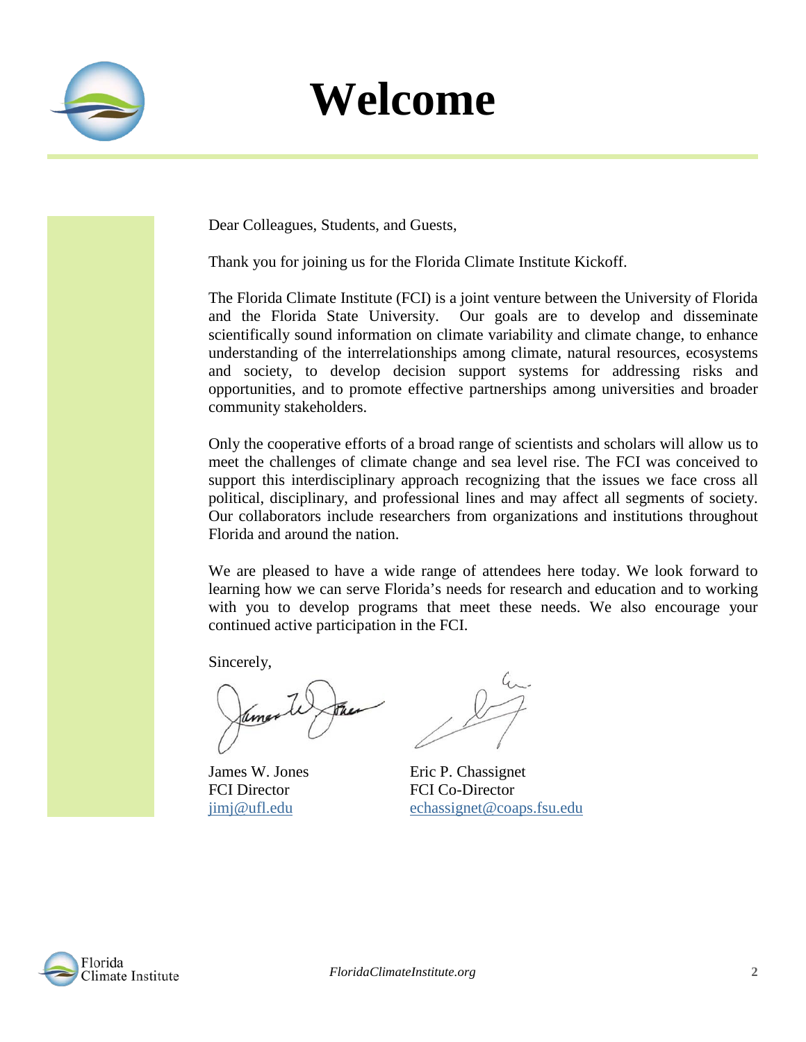# Welcome

Dear Colleagues, Students, and Guests,

Thank you for joining us for the Florida Climate Institute Kickoff.

The Florida Climate Institute (FCI) is a joint venture between the University of Florida and the Florida State University. Our goals are to develop and disseminate scientifically sound information on climate variability and climate change, to enhance understanding of the interrelationships among climate, natural resources, ecosystems and society, to develop decision support systems for addressing risks and opportunities, and to promote effective partnerships among universities and broader community stakeholders.

Only the cooperative efforts of a broad range of scientists and scholars will allow us to meet the challenges of climate change and sea level rise. The FCI was conceived to support this interdisciplinary approach recognizing that the issues we face cross all political, disciplinary, and professional lines and may affect all segments of society. Our collaborators include researchers from organizations and institutions throughout Florida and around the nation.

We are pleased to have a wide range of attendees here today. We look forward to learning how we can serve Florida's needs for research and education and to working with you to develop programs that meet these needs. We also encourage your continued active participation in the FCI.

Sincerely,

James W. Jones
FCI Director
jimj@ufl.edu

Eric P. Chassignet
FCI Co-Director
echassignet@coaps.fsu.edu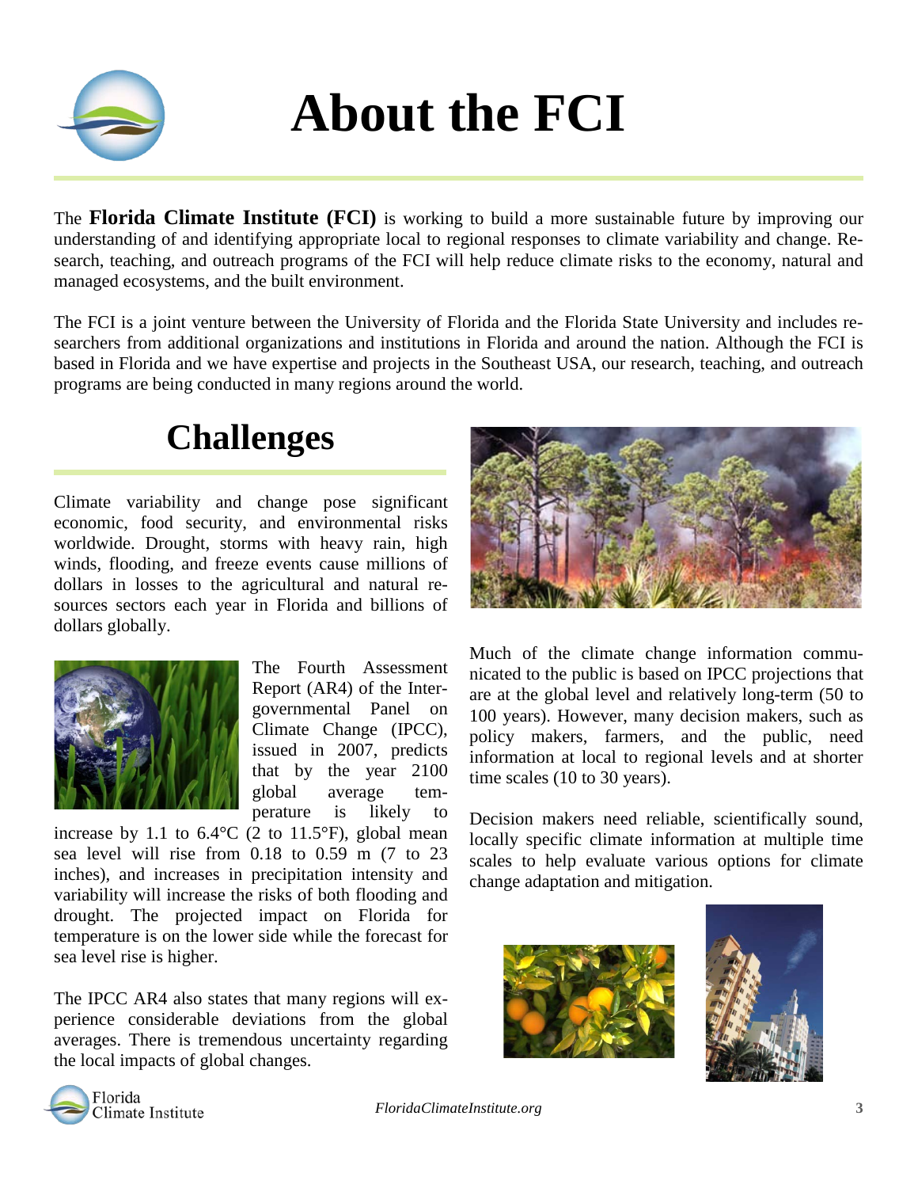# About the FCI

The **Florida Climate Institute (FCI)** is working to build a more sustainable future by improving our understanding of and identifying appropriate local to regional responses to climate variability and change. Research, teaching, and outreach programs of the FCI will help reduce climate risks to the economy, natural and managed ecosystems, and the built environment.

The FCI is a joint venture between the University of Florida and the Florida State University and includes researchers from additional organizations and institutions in Florida and around the nation. Although the FCI is based in Florida and we have expertise and projects in the Southeast USA, our research, teaching, and outreach programs are being conducted in many regions around the world.

## Challenges

Climate variability and change pose significant economic, food security, and environmental risks worldwide. Drought, storms with heavy rain, high winds, flooding, and freeze events cause millions of dollars in losses to the agricultural and natural resources sectors each year in Florida and billions of dollars globally.

The Fourth Assessment Report (AR4) of the Intergovernmental Panel on Climate Change (IPCC), issued in 2007, predicts that by the year 2100 global average temperature is likely to increase by 1.1 to 6.4°C (2 to 11.5°F), global mean sea level will rise from 0.18 to 0.59 m (7 to 23 inches), and increases in precipitation intensity and variability will increase the risks of both flooding and drought. The projected impact on Florida for temperature is on the lower side while the forecast for sea level rise is higher.

The IPCC AR4 also states that many regions will experience considerable deviations from the global averages. There is tremendous uncertainty regarding the local impacts of global changes.

Much of the climate change information communicated to the public is based on IPCC projections that are at the global level and relatively long-term (50 to 100 years). However, many decision makers, such as policy makers, farmers, and the public, need information at local to regional levels and at shorter time scales (10 to 30 years).

Decision makers need reliable, scientifically sound, locally specific climate information at multiple time scales to help evaluate various options for climate change adaptation and mitigation.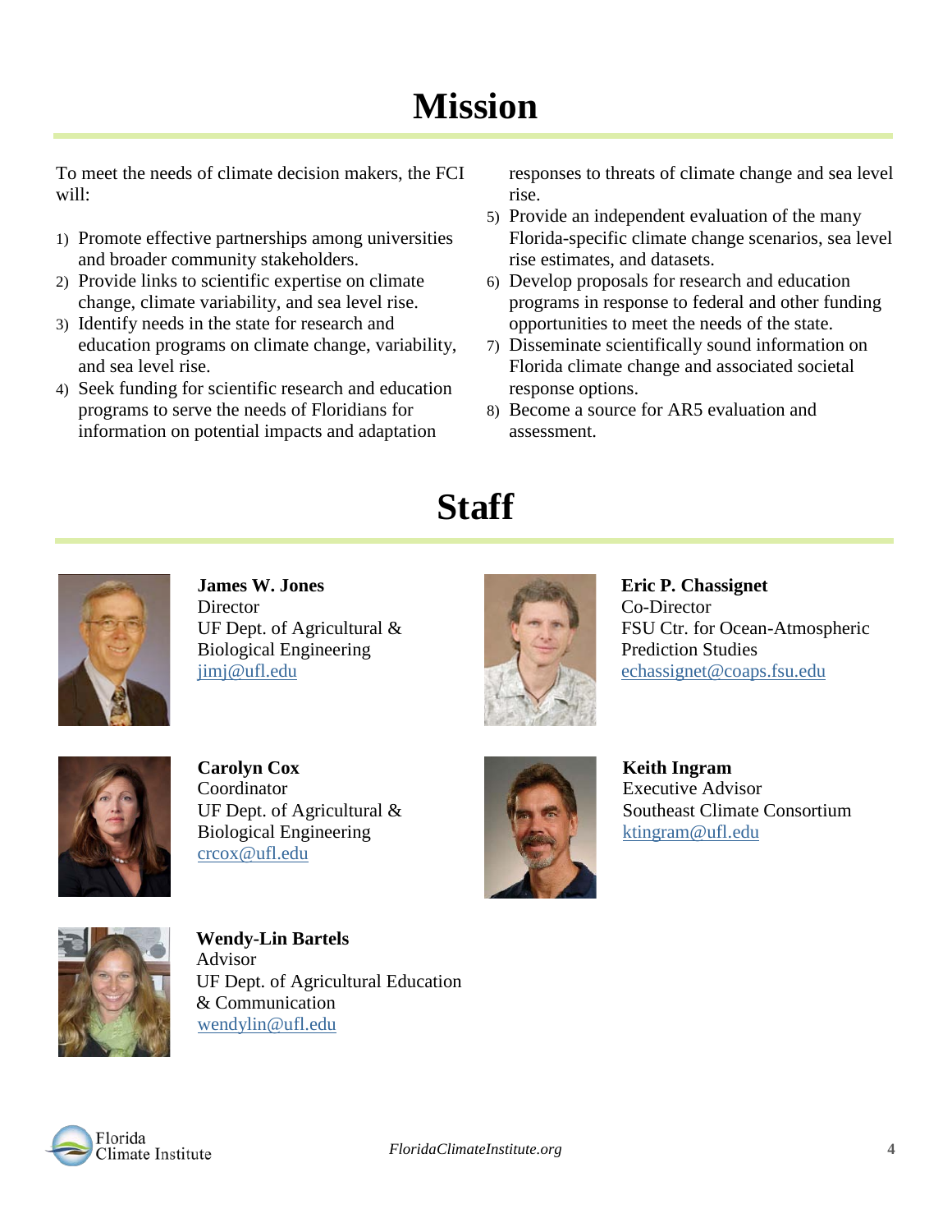# Mission

To meet the needs of climate decision makers, the FCI will:

1) Promote effective partnerships among universities and broader community stakeholders.
2) Provide links to scientific expertise on climate change, climate variability, and sea level rise.
3) Identify needs in the state for research and education programs on climate change, variability, and sea level rise.
4) Seek funding for scientific research and education programs to serve the needs of Floridians for information on potential impacts and adaptation responses to threats of climate change and sea level rise.
5) Provide an independent evaluation of the many Florida-specific climate change scenarios, sea level rise estimates, and datasets.
6) Develop proposals for research and education programs in response to federal and other funding opportunities to meet the needs of the state.
7) Disseminate scientifically sound information on Florida climate change and associated societal response options.
8) Become a source for AR5 evaluation and assessment.

# Staff

**James W. Jones**
Director
UF Dept. of Agricultural & Biological Engineering
jimj@ufl.edu

**Eric P. Chassignet**
Co-Director
FSU Ctr. for Ocean-Atmospheric Prediction Studies
echassignet@coaps.fsu.edu

**Carolyn Cox**
Coordinator
UF Dept. of Agricultural & Biological Engineering
crcox@ufl.edu

**Keith Ingram**
Executive Advisor
Southeast Climate Consortium
ktingram@ufl.edu

**Wendy-Lin Bartels**
Advisor
UF Dept. of Agricultural Education & Communication
wendylin@ufl.edu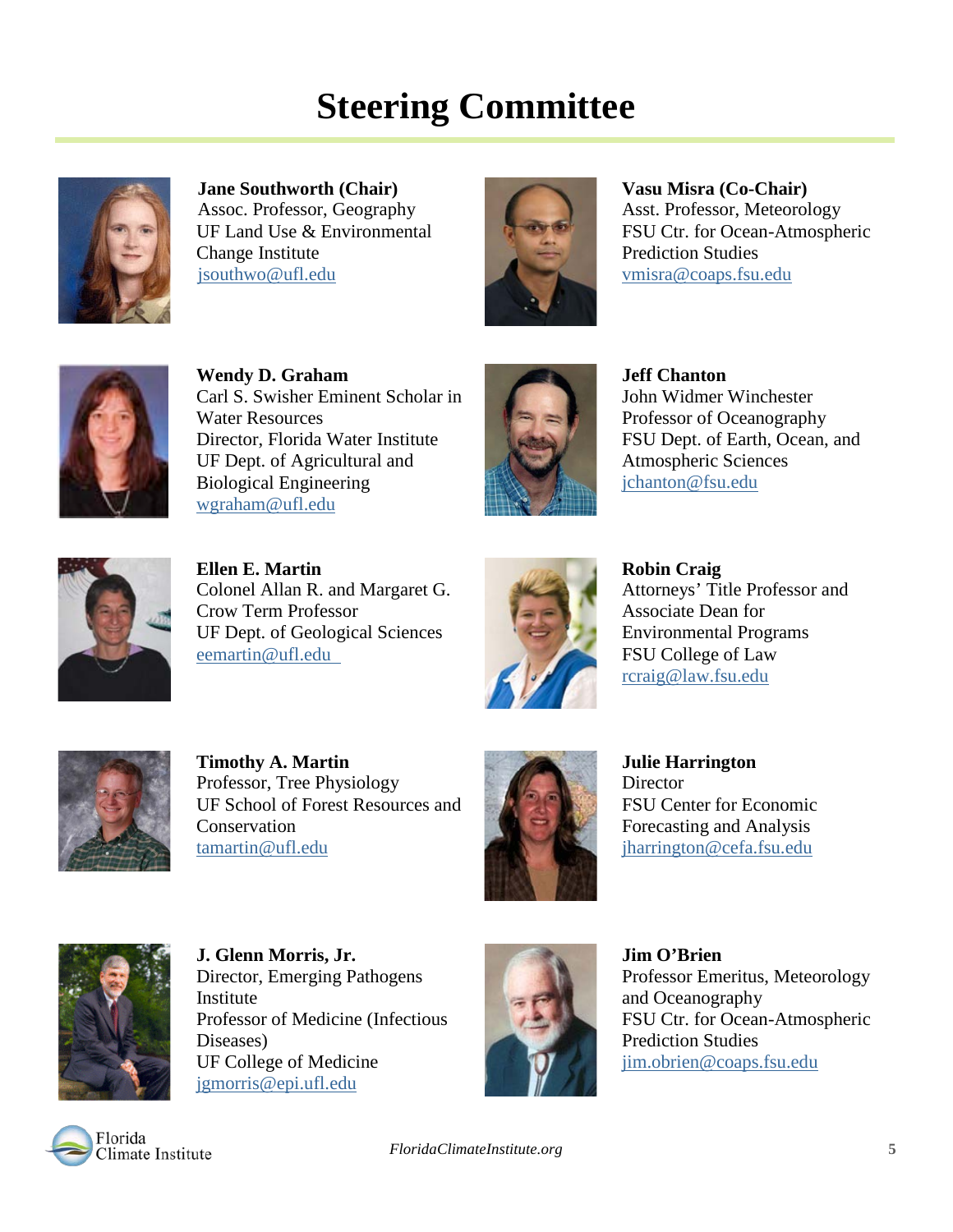# Steering Committee

**Jane Southworth (Chair)**
Assoc. Professor, Geography
UF Land Use & Environmental Change Institute
jsouthwo@ufl.edu

**Vasu Misra (Co-Chair)**
Asst. Professor, Meteorology
FSU Ctr. for Ocean-Atmospheric Prediction Studies
vmisra@coaps.fsu.edu

**Wendy D. Graham**
Carl S. Swisher Eminent Scholar in Water Resources
Director, Florida Water Institute
UF Dept. of Agricultural and Biological Engineering
wgraham@ufl.edu

**Jeff Chanton**
John Widmer Winchester Professor of Oceanography
FSU Dept. of Earth, Ocean, and Atmospheric Sciences
jchanton@fsu.edu

**Ellen E. Martin**
Colonel Allan R. and Margaret G. Crow Term Professor
UF Dept. of Geological Sciences
eemartin@ufl.edu

**Robin Craig**
Attorneys' Title Professor and Associate Dean for Environmental Programs
FSU College of Law
rcraig@law.fsu.edu

**Timothy A. Martin**
Professor, Tree Physiology
UF School of Forest Resources and Conservation
tamartin@ufl.edu

**Julie Harrington**
Director
FSU Center for Economic Forecasting and Analysis
jharrington@cefa.fsu.edu

**J. Glenn Morris, Jr.**
Director, Emerging Pathogens Institute
Professor of Medicine (Infectious Diseases)
UF College of Medicine
jgmorris@epi.ufl.edu

**Jim O'Brien**
Professor Emeritus, Meteorology and Oceanography
FSU Ctr. for Ocean-Atmospheric Prediction Studies
jim.obrien@coaps.fsu.edu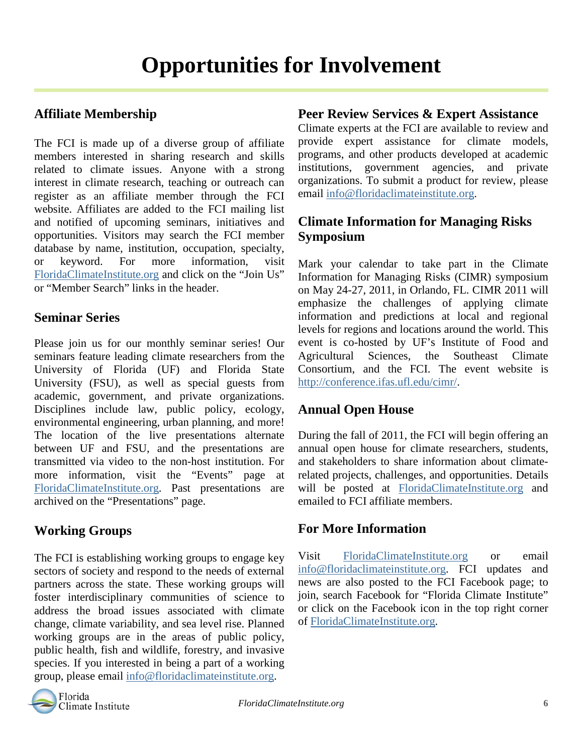# Opportunities for Involvement

## Affiliate Membership

The FCI is made up of a diverse group of affiliate members interested in sharing research and skills related to climate issues. Anyone with a strong interest in climate research, teaching or outreach can register as an affiliate member through the FCI website. Affiliates are added to the FCI mailing list and notified of upcoming seminars, initiatives and opportunities. Visitors may search the FCI member database by name, institution, occupation, specialty, or keyword. For more information, visit FloridaClimateInstitute.org and click on the "Join Us" or "Member Search" links in the header.

## Seminar Series

Please join us for our monthly seminar series! Our seminars feature leading climate researchers from the University of Florida (UF) and Florida State University (FSU), as well as special guests from academic, government, and private organizations. Disciplines include law, public policy, ecology, environmental engineering, urban planning, and more! The location of the live presentations alternate between UF and FSU, and the presentations are transmitted via video to the non-host institution. For more information, visit the "Events" page at FloridaClimateInstitute.org. Past presentations are archived on the "Presentations" page.

## Working Groups

The FCI is establishing working groups to engage key sectors of society and respond to the needs of external partners across the state. These working groups will foster interdisciplinary communities of science to address the broad issues associated with climate change, climate variability, and sea level rise. Planned working groups are in the areas of public policy, public health, fish and wildlife, forestry, and invasive species. If you interested in being a part of a working group, please email info@floridaclimateinstitute.org.

## Peer Review Services & Expert Assistance

Climate experts at the FCI are available to review and provide expert assistance for climate models, programs, and other products developed at academic institutions, government agencies, and private organizations. To submit a product for review, please email info@floridaclimateinstitute.org.

## Climate Information for Managing Risks Symposium

Mark your calendar to take part in the Climate Information for Managing Risks (CIMR) symposium on May 24-27, 2011, in Orlando, FL. CIMR 2011 will emphasize the challenges of applying climate information and predictions at local and regional levels for regions and locations around the world. This event is co-hosted by UF's Institute of Food and Agricultural Sciences, the Southeast Climate Consortium, and the FCI. The event website is http://conference.ifas.ufl.edu/cimr/.

## Annual Open House

During the fall of 2011, the FCI will begin offering an annual open house for climate researchers, students, and stakeholders to share information about climate-related projects, challenges, and opportunities. Details will be posted at FloridaClimateInstitute.org and emailed to FCI affiliate members.

## For More Information

Visit FloridaClimateInstitute.org or email info@floridaclimateinstitute.org. FCI updates and news are also posted to the FCI Facebook page; to join, search Facebook for "Florida Climate Institute" or click on the Facebook icon in the top right corner of FloridaClimateInstitute.org.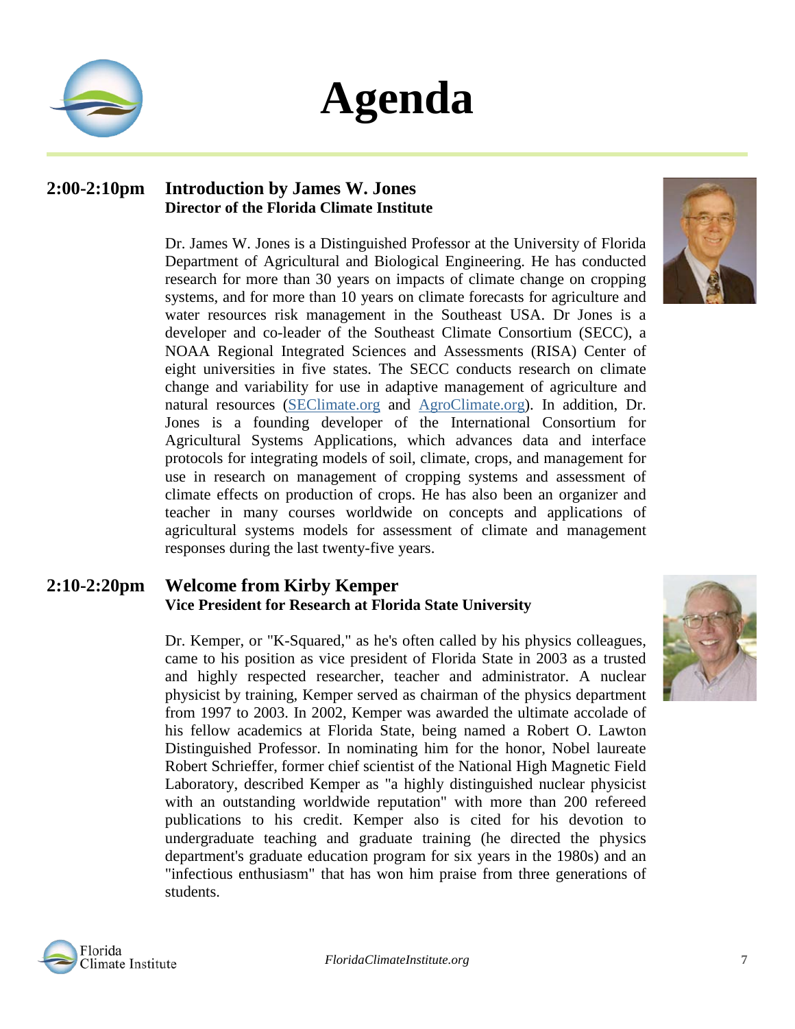# Agenda

**2:00-2:10pm** **Introduction by James W. Jones**
**Director of the Florida Climate Institute**

Dr. James W. Jones is a Distinguished Professor at the University of Florida Department of Agricultural and Biological Engineering. He has conducted research for more than 30 years on impacts of climate change on cropping systems, and for more than 10 years on climate forecasts for agriculture and water resources risk management in the Southeast USA. Dr Jones is a developer and co-leader of the Southeast Climate Consortium (SECC), a NOAA Regional Integrated Sciences and Assessments (RISA) Center of eight universities in five states. The SECC conducts research on climate change and variability for use in adaptive management of agriculture and natural resources (SEClimate.org and AgroClimate.org). In addition, Dr. Jones is a founding developer of the International Consortium for Agricultural Systems Applications, which advances data and interface protocols for integrating models of soil, climate, crops, and management for use in research on management of cropping systems and assessment of climate effects on production of crops. He has also been an organizer and teacher in many courses worldwide on concepts and applications of agricultural systems models for assessment of climate and management responses during the last twenty-five years.

**2:10-2:20pm** **Welcome from Kirby Kemper**
**Vice President for Research at Florida State University**

Dr. Kemper, or "K-Squared," as he's often called by his physics colleagues, came to his position as vice president of Florida State in 2003 as a trusted and highly respected researcher, teacher and administrator. A nuclear physicist by training, Kemper served as chairman of the physics department from 1997 to 2003. In 2002, Kemper was awarded the ultimate accolade of his fellow academics at Florida State, being named a Robert O. Lawton Distinguished Professor. In nominating him for the honor, Nobel laureate Robert Schrieffer, former chief scientist of the National High Magnetic Field Laboratory, described Kemper as "a highly distinguished nuclear physicist with an outstanding worldwide reputation" with more than 200 refereed publications to his credit. Kemper also is cited for his devotion to undergraduate teaching and graduate training (he directed the physics department's graduate education program for six years in the 1980s) and an "infectious enthusiasm" that has won him praise from three generations of students.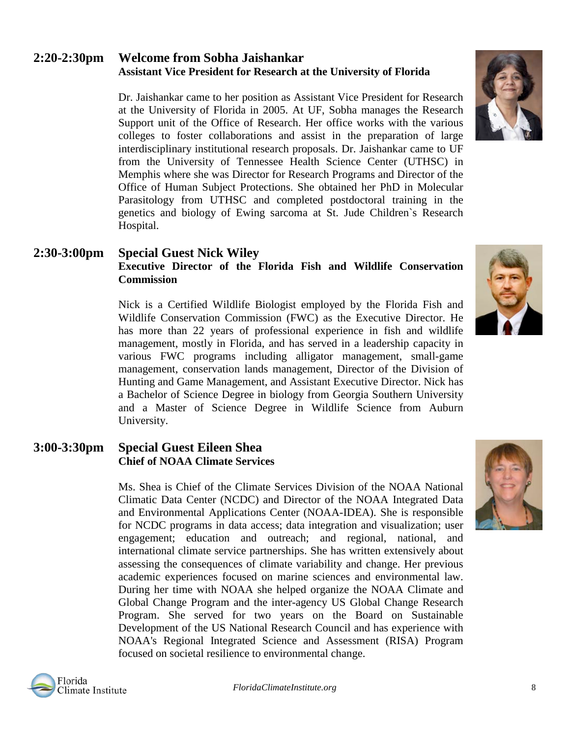## 2:20-2:30pm Welcome from Sobha Jaishankar

**Assistant Vice President for Research at the University of Florida**

Dr. Jaishankar came to her position as Assistant Vice President for Research at the University of Florida in 2005. At UF, Sobha manages the Research Support unit of the Office of Research. Her office works with the various colleges to foster collaborations and assist in the preparation of large interdisciplinary institutional research proposals. Dr. Jaishankar came to UF from the University of Tennessee Health Science Center (UTHSC) in Memphis where she was Director for Research Programs and Director of the Office of Human Subject Protections. She obtained her PhD in Molecular Parasitology from UTHSC and completed postdoctoral training in the genetics and biology of Ewing sarcoma at St. Jude Children`s Research Hospital.

## 2:30-3:00pm Special Guest Nick Wiley

**Executive Director of the Florida Fish and Wildlife Conservation Commission**

Nick is a Certified Wildlife Biologist employed by the Florida Fish and Wildlife Conservation Commission (FWC) as the Executive Director. He has more than 22 years of professional experience in fish and wildlife management, mostly in Florida, and has served in a leadership capacity in various FWC programs including alligator management, small-game management, conservation lands management, Director of the Division of Hunting and Game Management, and Assistant Executive Director. Nick has a Bachelor of Science Degree in biology from Georgia Southern University and a Master of Science Degree in Wildlife Science from Auburn University.

## 3:00-3:30pm Special Guest Eileen Shea

**Chief of NOAA Climate Services**

Ms. Shea is Chief of the Climate Services Division of the NOAA National Climatic Data Center (NCDC) and Director of the NOAA Integrated Data and Environmental Applications Center (NOAA-IDEA). She is responsible for NCDC programs in data access; data integration and visualization; user engagement; education and outreach; and regional, national, and international climate service partnerships. She has written extensively about assessing the consequences of climate variability and change. Her previous academic experiences focused on marine sciences and environmental law. During her time with NOAA she helped organize the NOAA Climate and Global Change Program and the inter-agency US Global Change Research Program. She served for two years on the Board on Sustainable Development of the US National Research Council and has experience with NOAA's Regional Integrated Science and Assessment (RISA) Program focused on societal resilience to environmental change.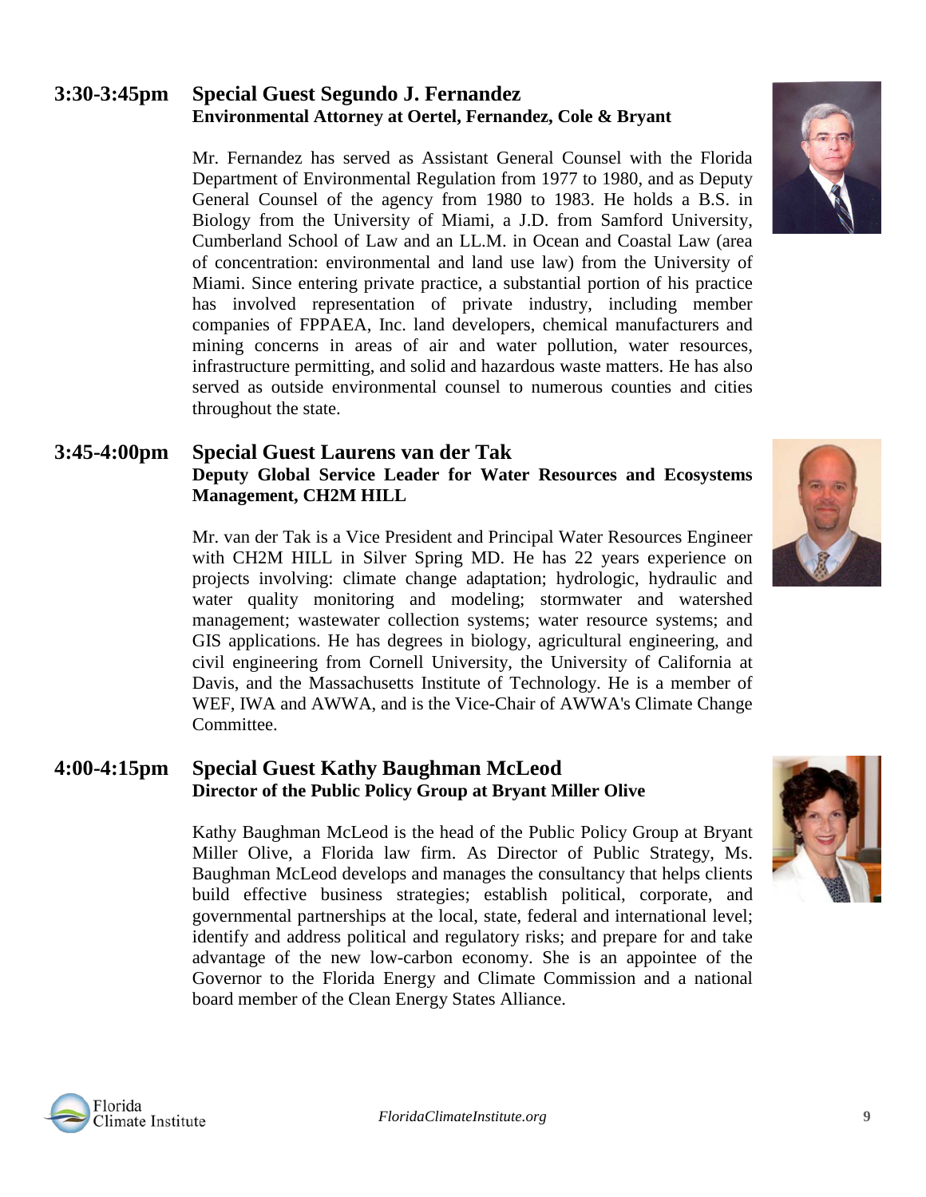### 3:30-3:45pm Special Guest Segundo J. Fernandez

**Environmental Attorney at Oertel, Fernandez, Cole & Bryant**

Mr. Fernandez has served as Assistant General Counsel with the Florida Department of Environmental Regulation from 1977 to 1980, and as Deputy General Counsel of the agency from 1980 to 1983. He holds a B.S. in Biology from the University of Miami, a J.D. from Samford University, Cumberland School of Law and an LL.M. in Ocean and Coastal Law (area of concentration: environmental and land use law) from the University of Miami. Since entering private practice, a substantial portion of his practice has involved representation of private industry, including member companies of FPPAEA, Inc. land developers, chemical manufacturers and mining concerns in areas of air and water pollution, water resources, infrastructure permitting, and solid and hazardous waste matters. He has also served as outside environmental counsel to numerous counties and cities throughout the state.

### 3:45-4:00pm Special Guest Laurens van der Tak

**Deputy Global Service Leader for Water Resources and Ecosystems Management, CH2M HILL**

Mr. van der Tak is a Vice President and Principal Water Resources Engineer with CH2M HILL in Silver Spring MD. He has 22 years experience on projects involving: climate change adaptation; hydrologic, hydraulic and water quality monitoring and modeling; stormwater and watershed management; wastewater collection systems; water resource systems; and GIS applications. He has degrees in biology, agricultural engineering, and civil engineering from Cornell University, the University of California at Davis, and the Massachusetts Institute of Technology. He is a member of WEF, IWA and AWWA, and is the Vice-Chair of AWWA's Climate Change Committee.

### 4:00-4:15pm Special Guest Kathy Baughman McLeod

**Director of the Public Policy Group at Bryant Miller Olive**

Kathy Baughman McLeod is the head of the Public Policy Group at Bryant Miller Olive, a Florida law firm. As Director of Public Strategy, Ms. Baughman McLeod develops and manages the consultancy that helps clients build effective business strategies; establish political, corporate, and governmental partnerships at the local, state, federal and international level; identify and address political and regulatory risks; and prepare for and take advantage of the new low-carbon economy. She is an appointee of the Governor to the Florida Energy and Climate Commission and a national board member of the Clean Energy States Alliance.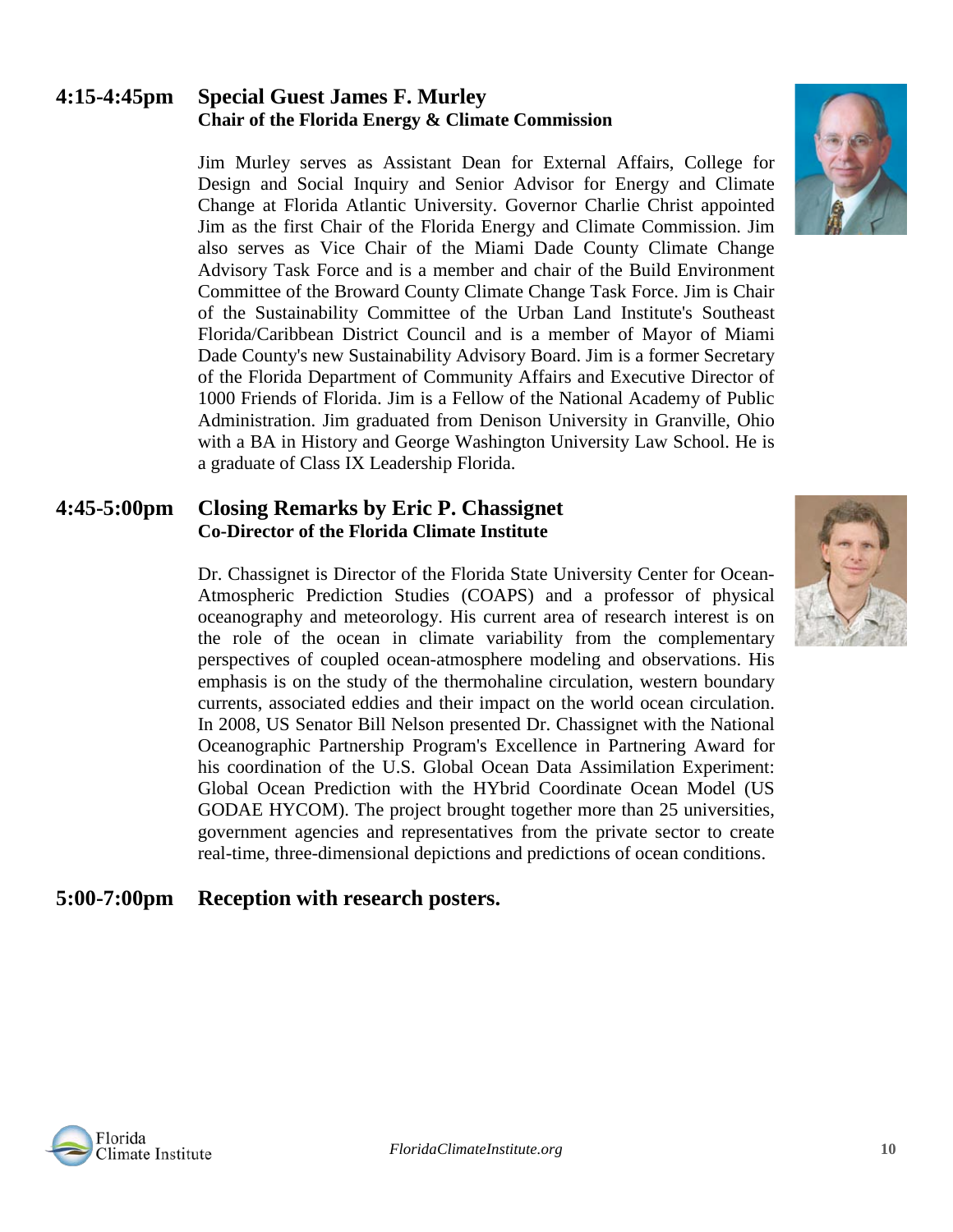## 4:15-4:45pm Special Guest James F. Murley

**Chair of the Florida Energy & Climate Commission**

Jim Murley serves as Assistant Dean for External Affairs, College for Design and Social Inquiry and Senior Advisor for Energy and Climate Change at Florida Atlantic University. Governor Charlie Christ appointed Jim as the first Chair of the Florida Energy and Climate Commission. Jim also serves as Vice Chair of the Miami Dade County Climate Change Advisory Task Force and is a member and chair of the Build Environment Committee of the Broward County Climate Change Task Force. Jim is Chair of the Sustainability Committee of the Urban Land Institute's Southeast Florida/Caribbean District Council and is a member of Mayor of Miami Dade County's new Sustainability Advisory Board. Jim is a former Secretary of the Florida Department of Community Affairs and Executive Director of 1000 Friends of Florida. Jim is a Fellow of the National Academy of Public Administration. Jim graduated from Denison University in Granville, Ohio with a BA in History and George Washington University Law School. He is a graduate of Class IX Leadership Florida.

## 4:45-5:00pm Closing Remarks by Eric P. Chassignet

**Co-Director of the Florida Climate Institute**

Dr. Chassignet is Director of the Florida State University Center for Ocean-Atmospheric Prediction Studies (COAPS) and a professor of physical oceanography and meteorology. His current area of research interest is on the role of the ocean in climate variability from the complementary perspectives of coupled ocean-atmosphere modeling and observations. His emphasis is on the study of the thermohaline circulation, western boundary currents, associated eddies and their impact on the world ocean circulation. In 2008, US Senator Bill Nelson presented Dr. Chassignet with the National Oceanographic Partnership Program's Excellence in Partnering Award for his coordination of the U.S. Global Ocean Data Assimilation Experiment: Global Ocean Prediction with the HYbrid Coordinate Ocean Model (US GODAE HYCOM). The project brought together more than 25 universities, government agencies and representatives from the private sector to create real-time, three-dimensional depictions and predictions of ocean conditions.

## 5:00-7:00pm Reception with research posters.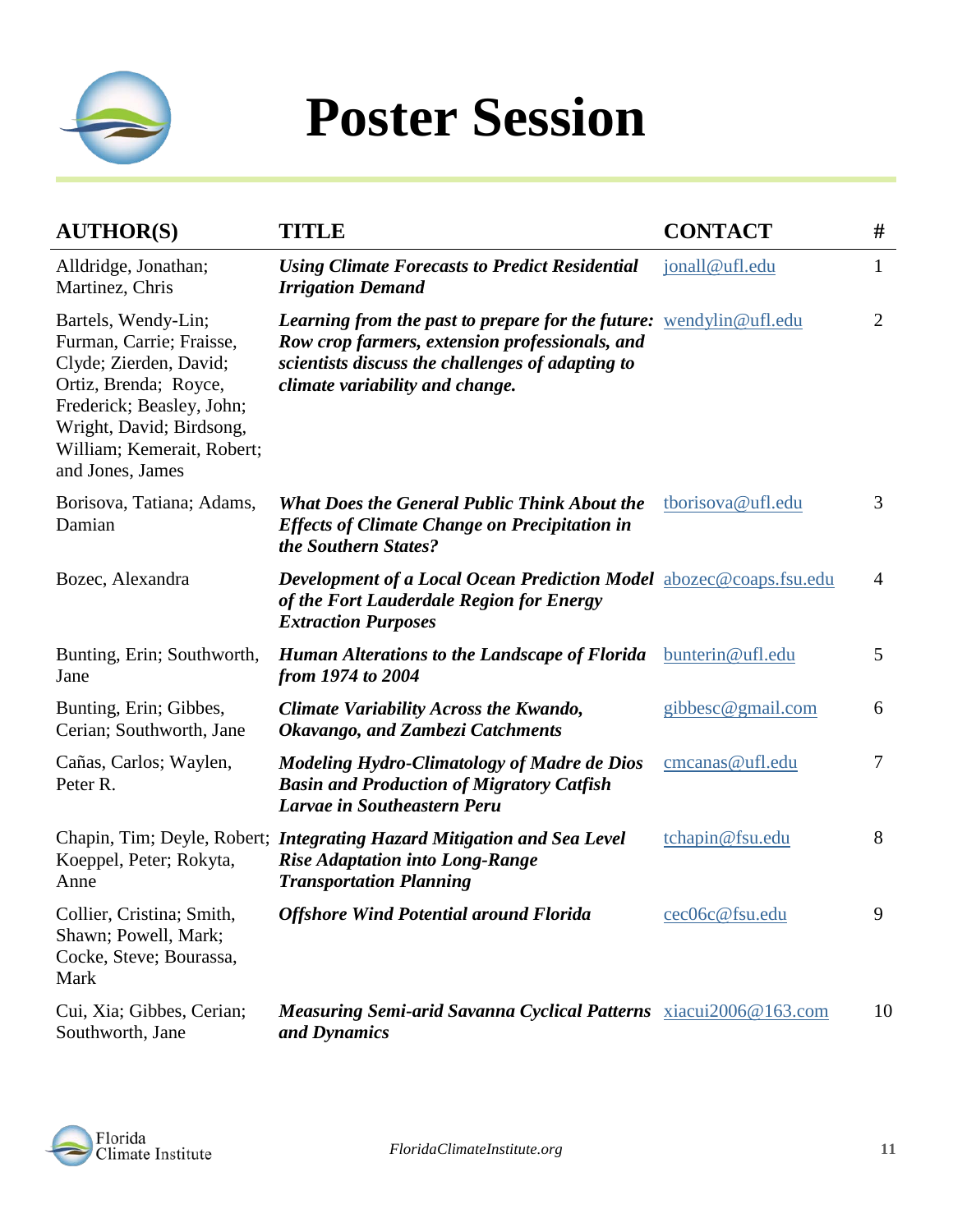# Poster Session

| AUTHOR(S) | TITLE | CONTACT | # |
|---|---|---|---|
| Alldridge, Jonathan; Martinez, Chris | ***Using Climate Forecasts to Predict Residential Irrigation Demand*** | jonall@ufl.edu | 1 |
| Bartels, Wendy-Lin; Furman, Carrie; Fraisse, Clyde; Zierden, David; Ortiz, Brenda; Royce, Frederick; Beasley, John; Wright, David; Birdsong, William; Kemerait, Robert; and Jones, James | ***Learning from the past to prepare for the future: Row crop farmers, extension professionals, and scientists discuss the challenges of adapting to climate variability and change.*** | wendylin@ufl.edu | 2 |
| Borisova, Tatiana; Adams, Damian | ***What Does the General Public Think About the Effects of Climate Change on Precipitation in the Southern States?*** | tborisova@ufl.edu | 3 |
| Bozec, Alexandra | ***Development of a Local Ocean Prediction Model of the Fort Lauderdale Region for Energy Extraction Purposes*** | abozec@coaps.fsu.edu | 4 |
| Bunting, Erin; Southworth, Jane | ***Human Alterations to the Landscape of Florida from 1974 to 2004*** | bunterin@ufl.edu | 5 |
| Bunting, Erin; Gibbes, Cerian; Southworth, Jane | ***Climate Variability Across the Kwando, Okavango, and Zambezi Catchments*** | gibbesc@gmail.com | 6 |
| Cañas, Carlos; Waylen, Peter R. | ***Modeling Hydro-Climatology of Madre de Dios Basin and Production of Migratory Catfish Larvae in Southeastern Peru*** | cmcanas@ufl.edu | 7 |
| Chapin, Tim; Deyle, Robert; Koeppel, Peter; Rokyta, Anne | ***Integrating Hazard Mitigation and Sea Level Rise Adaptation into Long-Range Transportation Planning*** | tchapin@fsu.edu | 8 |
| Collier, Cristina; Smith, Shawn; Powell, Mark; Cocke, Steve; Bourassa, Mark | ***Offshore Wind Potential around Florida*** | cec06c@fsu.edu | 9 |
| Cui, Xia; Gibbes, Cerian; Southworth, Jane | ***Measuring Semi-arid Savanna Cyclical Patterns and Dynamics*** | xiacui2006@163.com | 10 |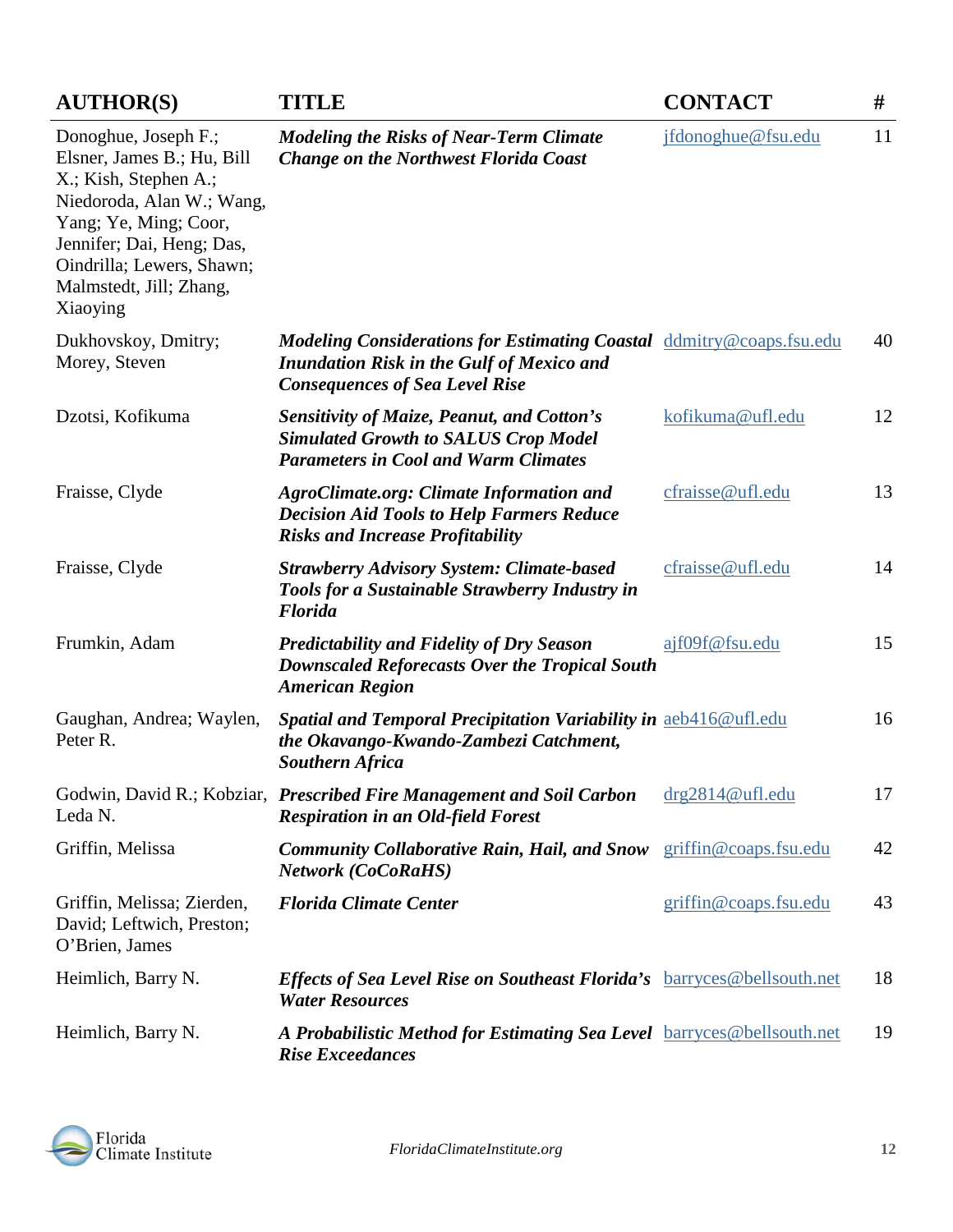| AUTHOR(S) | TITLE | CONTACT | # |
| --- | --- | --- | --- |
| Donoghue, Joseph F.; Elsner, James B.; Hu, Bill X.; Kish, Stephen A.; Niedoroda, Alan W.; Wang, Yang; Ye, Ming; Coor, Jennifer; Dai, Heng; Das, Oindrilla; Lewers, Shawn; Malmstedt, Jill; Zhang, Xiaoying | ***Modeling the Risks of Near-Term Climate Change on the Northwest Florida Coast*** | jfdonoghue@fsu.edu | 11 |
| Dukhovskoy, Dmitry; Morey, Steven | ***Modeling Considerations for Estimating Coastal Inundation Risk in the Gulf of Mexico and Consequences of Sea Level Rise*** | ddmitry@coaps.fsu.edu | 40 |
| Dzotsi, Kofikuma | ***Sensitivity of Maize, Peanut, and Cotton's Simulated Growth to SALUS Crop Model Parameters in Cool and Warm Climates*** | kofikuma@ufl.edu | 12 |
| Fraisse, Clyde | ***AgroClimate.org: Climate Information and Decision Aid Tools to Help Farmers Reduce Risks and Increase Profitability*** | cfraisse@ufl.edu | 13 |
| Fraisse, Clyde | ***Strawberry Advisory System: Climate-based Tools for a Sustainable Strawberry Industry in Florida*** | cfraisse@ufl.edu | 14 |
| Frumkin, Adam | ***Predictability and Fidelity of Dry Season Downscaled Reforecasts Over the Tropical South American Region*** | ajf09f@fsu.edu | 15 |
| Gaughan, Andrea; Waylen, Peter R. | ***Spatial and Temporal Precipitation Variability in the Okavango-Kwando-Zambezi Catchment, Southern Africa*** | aeb416@ufl.edu | 16 |
| Godwin, David R.; Kobziar, Leda N. | ***Prescribed Fire Management and Soil Carbon Respiration in an Old-field Forest*** | drg2814@ufl.edu | 17 |
| Griffin, Melissa | ***Community Collaborative Rain, Hail, and Snow Network (CoCoRaHS)*** | griffin@coaps.fsu.edu | 42 |
| Griffin, Melissa; Zierden, David; Leftwich, Preston; O'Brien, James | ***Florida Climate Center*** | griffin@coaps.fsu.edu | 43 |
| Heimlich, Barry N. | ***Effects of Sea Level Rise on Southeast Florida's Water Resources*** | barryces@bellsouth.net | 18 |
| Heimlich, Barry N. | ***A Probabilistic Method for Estimating Sea Level Rise Exceedances*** | barryces@bellsouth.net | 19 |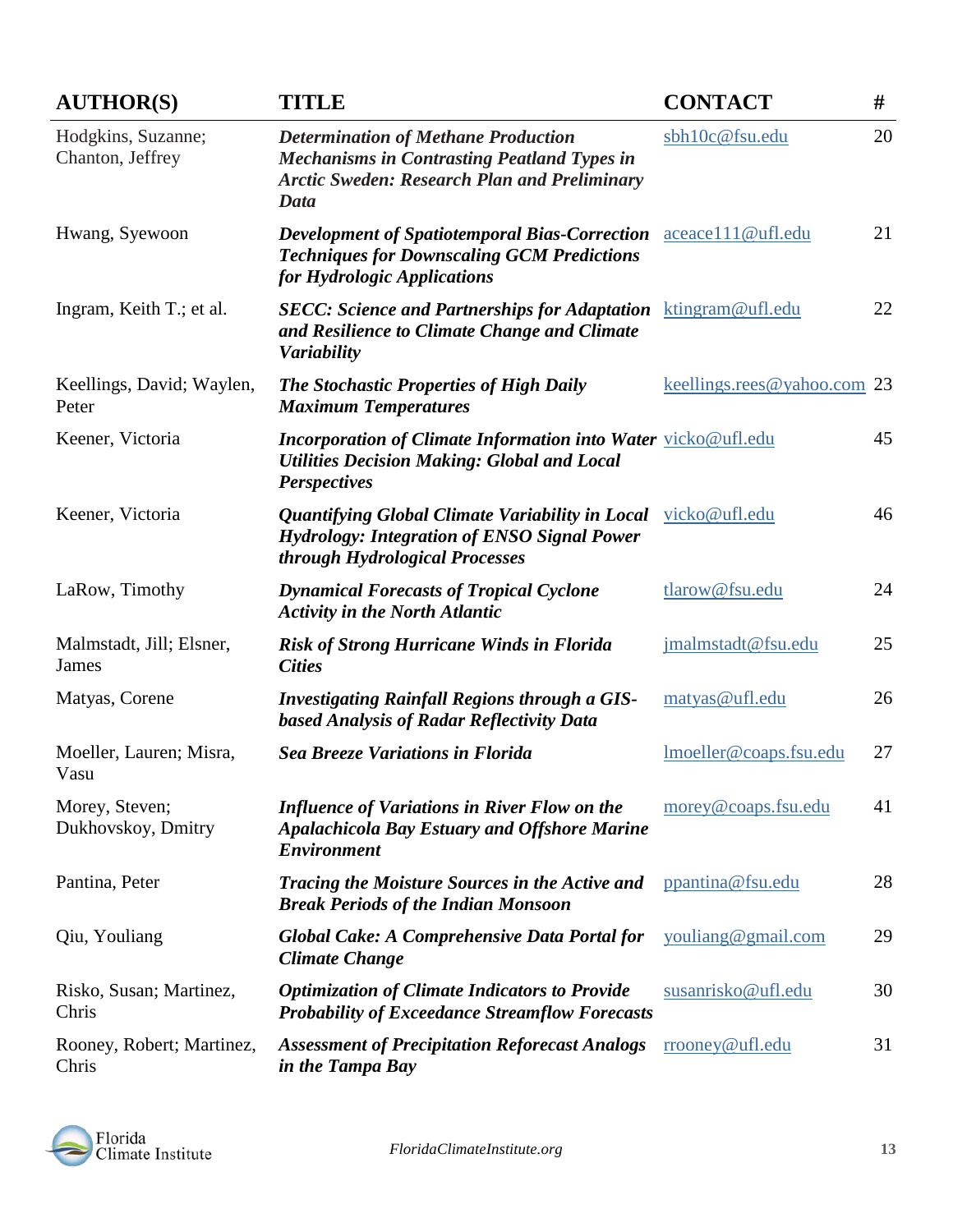| AUTHOR(S) | TITLE | CONTACT | # |
|---|---|---|---|
| Hodgkins, Suzanne; Chanton, Jeffrey | ***Determination of Methane Production Mechanisms in Contrasting Peatland Types in Arctic Sweden: Research Plan and Preliminary Data*** | sbh10c@fsu.edu | 20 |
| Hwang, Syewoon | ***Development of Spatiotemporal Bias-Correction Techniques for Downscaling GCM Predictions for Hydrologic Applications*** | aceace111@ufl.edu | 21 |
| Ingram, Keith T.; et al. | ***SECC: Science and Partnerships for Adaptation and Resilience to Climate Change and Climate Variability*** | ktingram@ufl.edu | 22 |
| Keellings, David; Waylen, Peter | ***The Stochastic Properties of High Daily Maximum Temperatures*** | keellings.rees@yahoo.com | 23 |
| Keener, Victoria | ***Incorporation of Climate Information into Water Utilities Decision Making: Global and Local Perspectives*** | vicko@ufl.edu | 45 |
| Keener, Victoria | ***Quantifying Global Climate Variability in Local Hydrology: Integration of ENSO Signal Power through Hydrological Processes*** | vicko@ufl.edu | 46 |
| LaRow, Timothy | ***Dynamical Forecasts of Tropical Cyclone Activity in the North Atlantic*** | tlarow@fsu.edu | 24 |
| Malmstadt, Jill; Elsner, James | ***Risk of Strong Hurricane Winds in Florida Cities*** | jmalmstadt@fsu.edu | 25 |
| Matyas, Corene | ***Investigating Rainfall Regions through a GIS-based Analysis of Radar Reflectivity Data*** | matyas@ufl.edu | 26 |
| Moeller, Lauren; Misra, Vasu | ***Sea Breeze Variations in Florida*** | lmoeller@coaps.fsu.edu | 27 |
| Morey, Steven; Dukhovskoy, Dmitry | ***Influence of Variations in River Flow on the Apalachicola Bay Estuary and Offshore Marine Environment*** | morey@coaps.fsu.edu | 41 |
| Pantina, Peter | ***Tracing the Moisture Sources in the Active and Break Periods of the Indian Monsoon*** | ppantina@fsu.edu | 28 |
| Qiu, Youliang | ***Global Cake: A Comprehensive Data Portal for Climate Change*** | youliang@gmail.com | 29 |
| Risko, Susan; Martinez, Chris | ***Optimization of Climate Indicators to Provide Probability of Exceedance Streamflow Forecasts*** | susanrisko@ufl.edu | 30 |
| Rooney, Robert; Martinez, Chris | ***Assessment of Precipitation Reforecast Analogs in the Tampa Bay*** | rrooney@ufl.edu | 31 |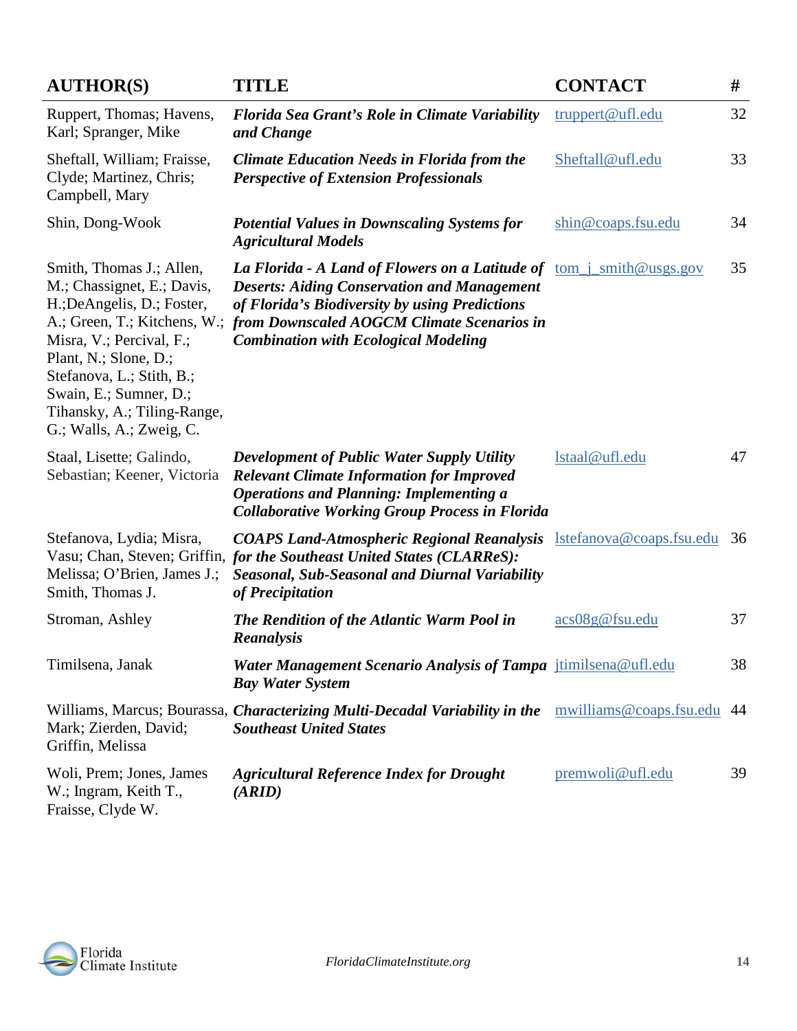| AUTHOR(S) | TITLE | CONTACT | # |
|---|---|---|---|
| Ruppert, Thomas; Havens, Karl; Spranger, Mike | ***Florida Sea Grant's Role in Climate Variability and Change*** | truppert@ufl.edu | 32 |
| Sheftall, William; Fraisse, Clyde; Martinez, Chris; Campbell, Mary | ***Climate Education Needs in Florida from the Perspective of Extension Professionals*** | Sheftall@ufl.edu | 33 |
| Shin, Dong-Wook | ***Potential Values in Downscaling Systems for Agricultural Models*** | shin@coaps.fsu.edu | 34 |
| Smith, Thomas J.; Allen, M.; Chassignet, E.; Davis, H.;DeAngelis, D.; Foster, A.; Green, T.; Kitchens, W.; Misra, V.; Percival, F.; Plant, N.; Slone, D.; Stefanova, L.; Stith, B.; Swain, E.; Sumner, D.; Tihansky, A.; Tiling-Range, G.; Walls, A.; Zweig, C. | ***La Florida - A Land of Flowers on a Latitude of Deserts: Aiding Conservation and Management of Florida's Biodiversity by using Predictions from Downscaled AOGCM Climate Scenarios in Combination with Ecological Modeling*** | tom_j_smith@usgs.gov | 35 |
| Staal, Lisette; Galindo, Sebastian; Keener, Victoria | ***Development of Public Water Supply Utility Relevant Climate Information for Improved Operations and Planning: Implementing a Collaborative Working Group Process in Florida*** | lstaal@ufl.edu | 47 |
| Stefanova, Lydia; Misra, Vasu; Chan, Steven; Griffin, Melissa; O'Brien, James J.; Smith, Thomas J. | ***COAPS Land-Atmospheric Regional Reanalysis for the Southeast United States (CLARReS): Seasonal, Sub-Seasonal and Diurnal Variability of Precipitation*** | lstefanova@coaps.fsu.edu | 36 |
| Stroman, Ashley | ***The Rendition of the Atlantic Warm Pool in Reanalysis*** | acs08g@fsu.edu | 37 |
| Timilsena, Janak | ***Water Management Scenario Analysis of Tampa Bay Water System*** | jtimilsena@ufl.edu | 38 |
| Williams, Marcus; Bourassa, Mark; Zierden, David; Griffin, Melissa | ***Characterizing Multi-Decadal Variability in the Southeast United States*** | mwilliams@coaps.fsu.edu | 44 |
| Woli, Prem; Jones, James W.; Ingram, Keith T., Fraisse, Clyde W. | ***Agricultural Reference Index for Drought (ARID)*** | premwoli@ufl.edu | 39 |